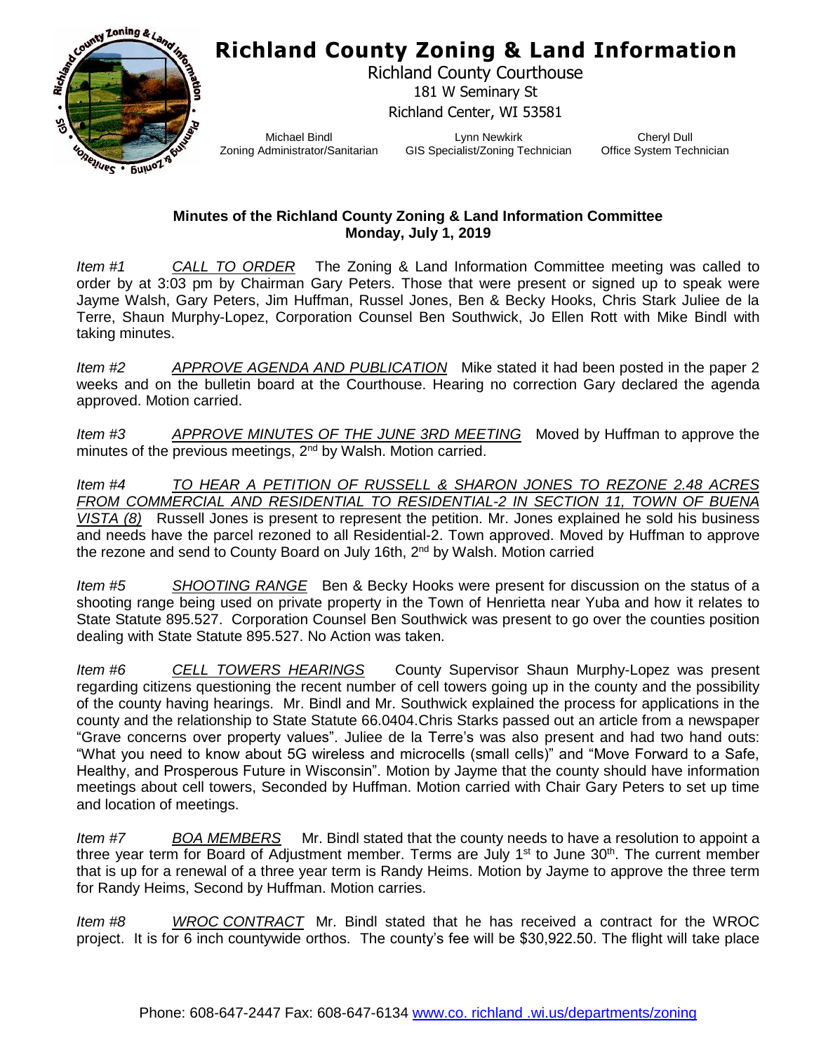# Richland County Zoning & Land Information

Richland County Courthouse
181 W Seminary St
Richland Center, WI 53581

Michael Bindl
Zoning Administrator/Sanitarian

Lynn Newkirk
GIS Specialist/Zoning Technician

Cheryl Dull
Office System Technician

**Minutes of the Richland County Zoning & Land Information Committee**
**Monday, July 1, 2019**

*Item #1* *CALL TO ORDER* The Zoning & Land Information Committee meeting was called to order by at 3:03 pm by Chairman Gary Peters. Those that were present or signed up to speak were Jayme Walsh, Gary Peters, Jim Huffman, Russel Jones, Ben & Becky Hooks, Chris Stark Juliee de la Terre, Shaun Murphy-Lopez, Corporation Counsel Ben Southwick, Jo Ellen Rott with Mike Bindl with taking minutes.

*Item #2* *APPROVE AGENDA AND PUBLICATION* Mike stated it had been posted in the paper 2 weeks and on the bulletin board at the Courthouse. Hearing no correction Gary declared the agenda approved. Motion carried.

*Item #3* *APPROVE MINUTES OF THE JUNE 3RD MEETING* Moved by Huffman to approve the minutes of the previous meetings, 2nd by Walsh. Motion carried.

*Item #4* *TO HEAR A PETITION OF RUSSELL & SHARON JONES TO REZONE 2.48 ACRES FROM COMMERCIAL AND RESIDENTIAL TO RESIDENTIAL-2 IN SECTION 11, TOWN OF BUENA VISTA (8)* Russell Jones is present to represent the petition. Mr. Jones explained he sold his business and needs have the parcel rezoned to all Residential-2. Town approved. Moved by Huffman to approve the rezone and send to County Board on July 16th, 2nd by Walsh. Motion carried

*Item #5* *SHOOTING RANGE* Ben & Becky Hooks were present for discussion on the status of a shooting range being used on private property in the Town of Henrietta near Yuba and how it relates to State Statute 895.527. Corporation Counsel Ben Southwick was present to go over the counties position dealing with State Statute 895.527. No Action was taken.

*Item #6* *CELL TOWERS HEARINGS* County Supervisor Shaun Murphy-Lopez was present regarding citizens questioning the recent number of cell towers going up in the county and the possibility of the county having hearings. Mr. Bindl and Mr. Southwick explained the process for applications in the county and the relationship to State Statute 66.0404.Chris Starks passed out an article from a newspaper "Grave concerns over property values". Juliee de la Terre's was also present and had two hand outs: "What you need to know about 5G wireless and microcells (small cells)" and "Move Forward to a Safe, Healthy, and Prosperous Future in Wisconsin". Motion by Jayme that the county should have information meetings about cell towers, Seconded by Huffman. Motion carried with Chair Gary Peters to set up time and location of meetings.

*Item #7* *BOA MEMBERS* Mr. Bindl stated that the county needs to have a resolution to appoint a three year term for Board of Adjustment member. Terms are July 1st to June 30th. The current member that is up for a renewal of a three year term is Randy Heims. Motion by Jayme to approve the three term for Randy Heims, Second by Huffman. Motion carries.

*Item #8* *WROC CONTRACT* Mr. Bindl stated that he has received a contract for the WROC project. It is for 6 inch countywide orthos. The county's fee will be $30,922.50. The flight will take place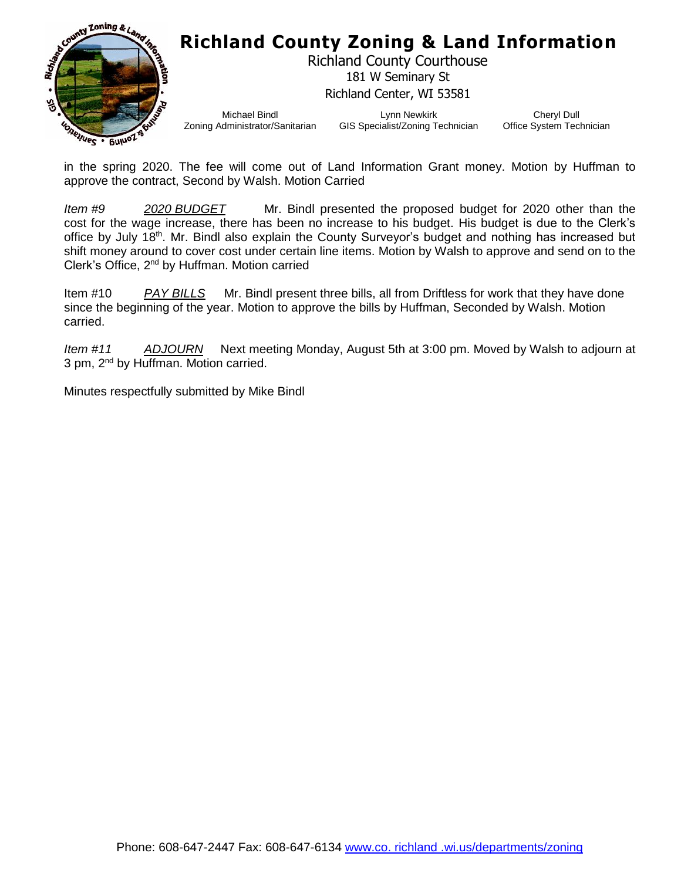in the spring 2020. The fee will come out of Land Information Grant money. Motion by Huffman to approve the contract, Second by Walsh. Motion Carried

*Item #9* *2020 BUDGET* Mr. Bindl presented the proposed budget for 2020 other than the cost for the wage increase, there has been no increase to his budget. His budget is due to the Clerk's office by July 18th. Mr. Bindl also explain the County Surveyor's budget and nothing has increased but shift money around to cover cost under certain line items. Motion by Walsh to approve and send on to the Clerk's Office, 2nd by Huffman. Motion carried

Item #10 *PAY BILLS* Mr. Bindl present three bills, all from Driftless for work that they have done since the beginning of the year. Motion to approve the bills by Huffman, Seconded by Walsh. Motion carried.

*Item #11* *ADJOURN* Next meeting Monday, August 5th at 3:00 pm. Moved by Walsh to adjourn at 3 pm, 2nd by Huffman. Motion carried.

Minutes respectfully submitted by Mike Bindl